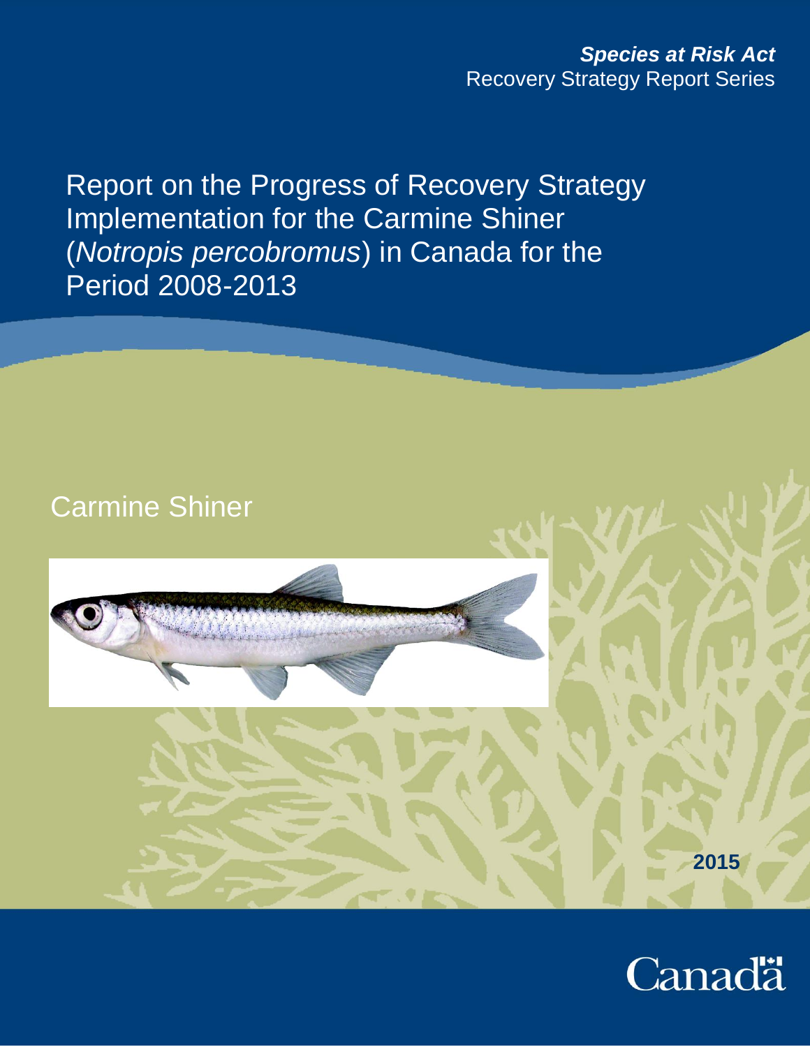***Species at Risk Act***
Recovery Strategy Report Series

# Report on the Progress of Recovery Strategy Implementation for the Carmine Shiner (*Notropis percobromus*) in Canada for the Period 2008-2013

## Carmine Shiner

**2015**

Canada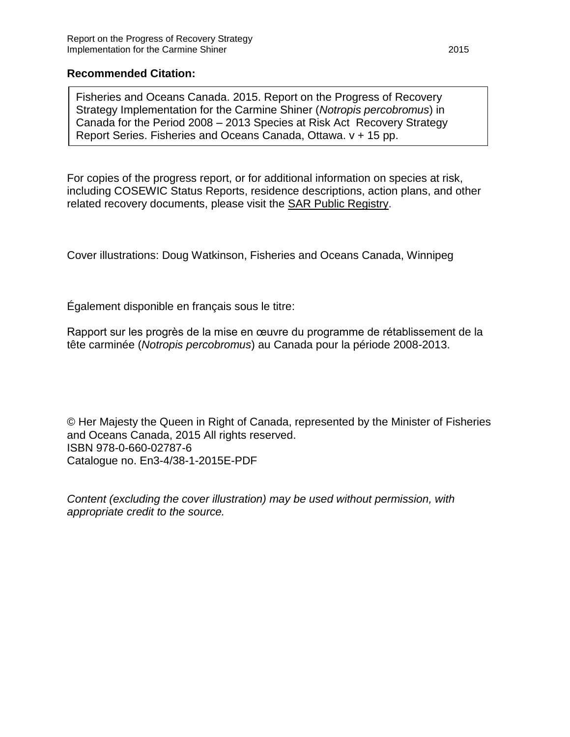**Recommended Citation:**

Fisheries and Oceans Canada. 2015. Report on the Progress of Recovery Strategy Implementation for the Carmine Shiner (*Notropis percobromus*) in Canada for the Period 2008 – 2013 Species at Risk Act Recovery Strategy Report Series. Fisheries and Oceans Canada, Ottawa. v + 15 pp.

For copies of the progress report, or for additional information on species at risk, including COSEWIC Status Reports, residence descriptions, action plans, and other related recovery documents, please visit the SAR Public Registry.

Cover illustrations: Doug Watkinson, Fisheries and Oceans Canada, Winnipeg

Également disponible en français sous le titre:

Rapport sur les progrès de la mise en œuvre du programme de rétablissement de la tête carminée (*Notropis percobromus*) au Canada pour la période 2008-2013.

© Her Majesty the Queen in Right of Canada, represented by the Minister of Fisheries and Oceans Canada, 2015 All rights reserved.
ISBN 978-0-660-02787-6
Catalogue no. En3-4/38-1-2015E-PDF

*Content (excluding the cover illustration) may be used without permission, with appropriate credit to the source.*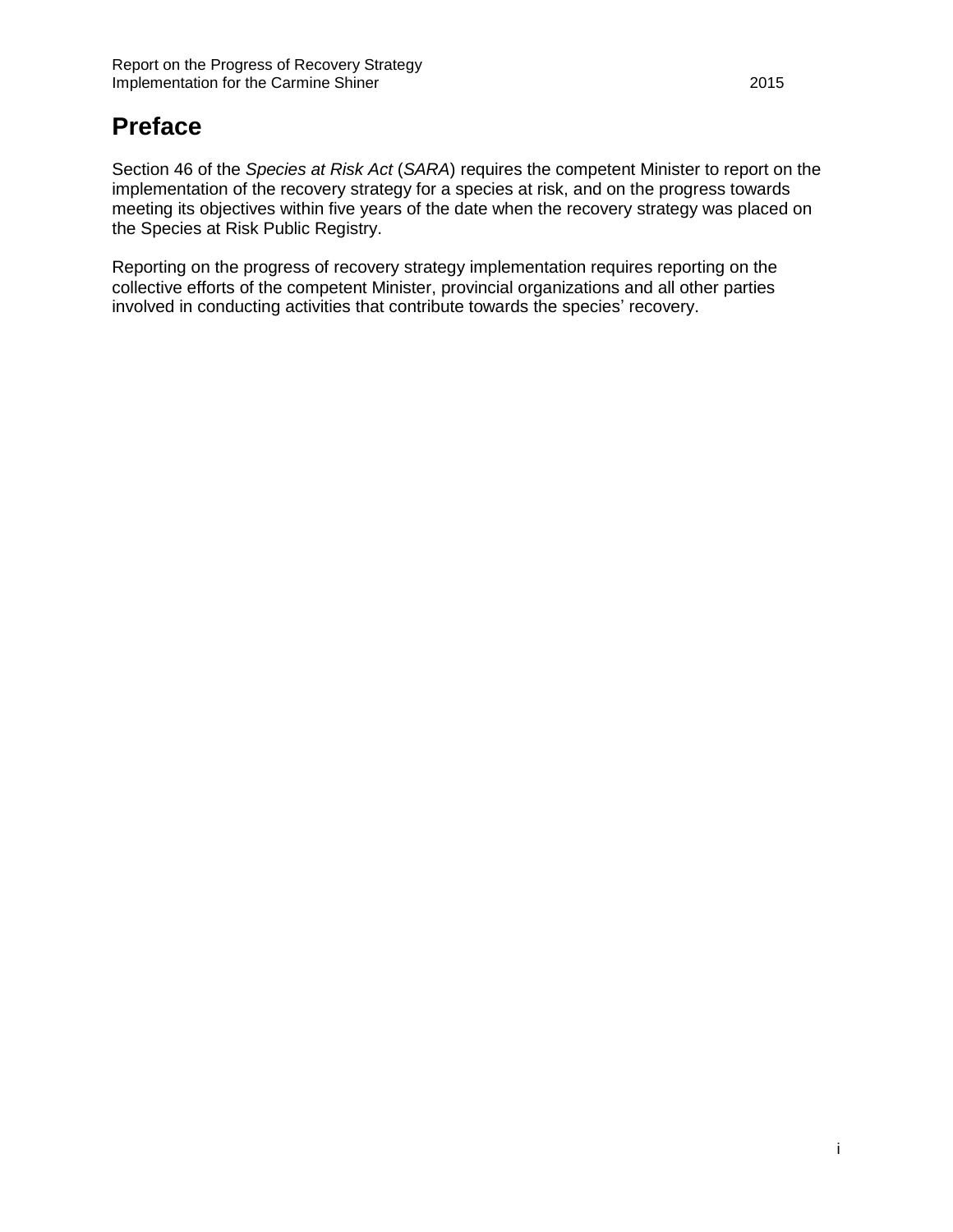# Preface

Section 46 of the *Species at Risk Act* (*SARA*) requires the competent Minister to report on the implementation of the recovery strategy for a species at risk, and on the progress towards meeting its objectives within five years of the date when the recovery strategy was placed on the Species at Risk Public Registry.

Reporting on the progress of recovery strategy implementation requires reporting on the collective efforts of the competent Minister, provincial organizations and all other parties involved in conducting activities that contribute towards the species' recovery.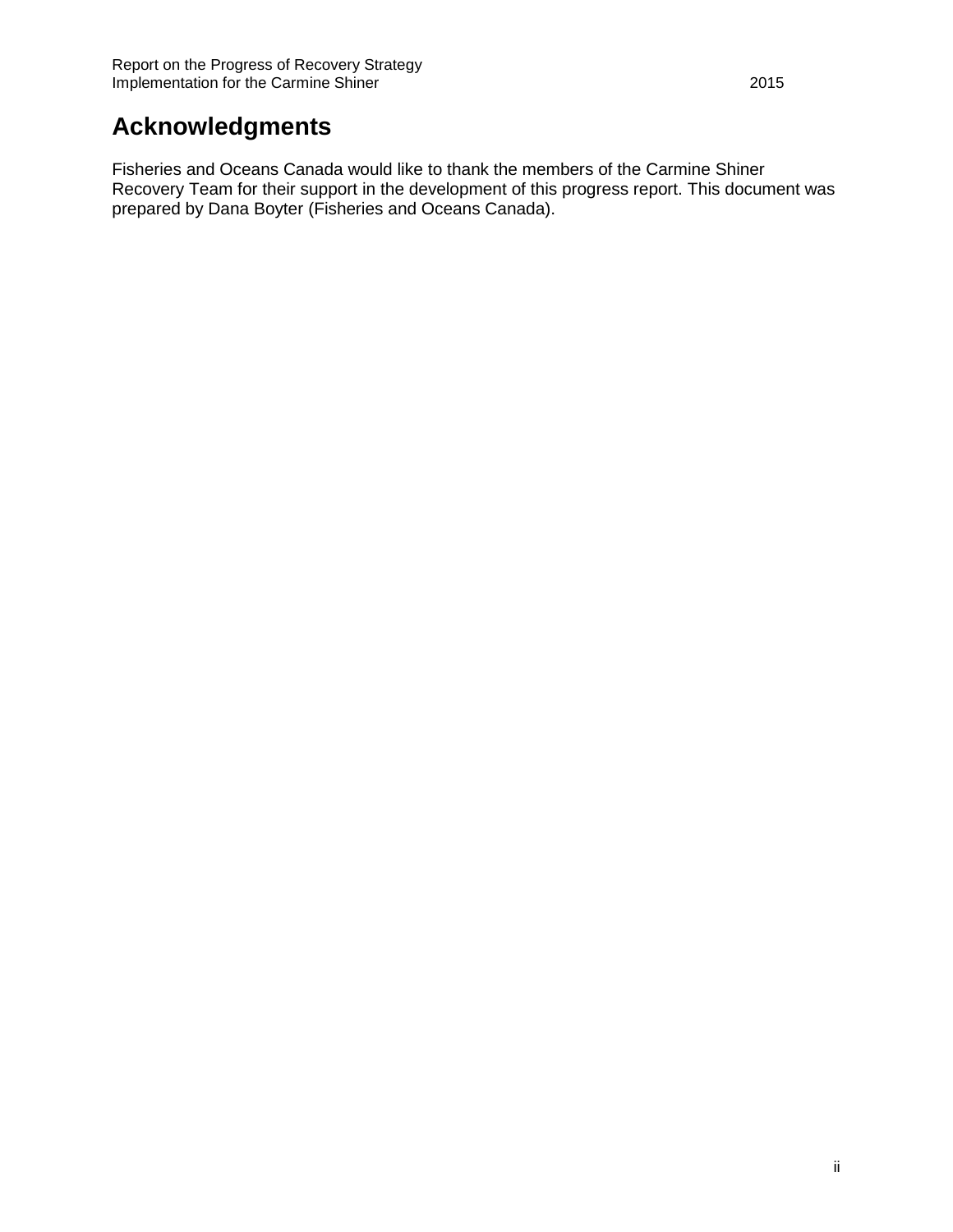# Acknowledgments

Fisheries and Oceans Canada would like to thank the members of the Carmine Shiner Recovery Team for their support in the development of this progress report. This document was prepared by Dana Boyter (Fisheries and Oceans Canada).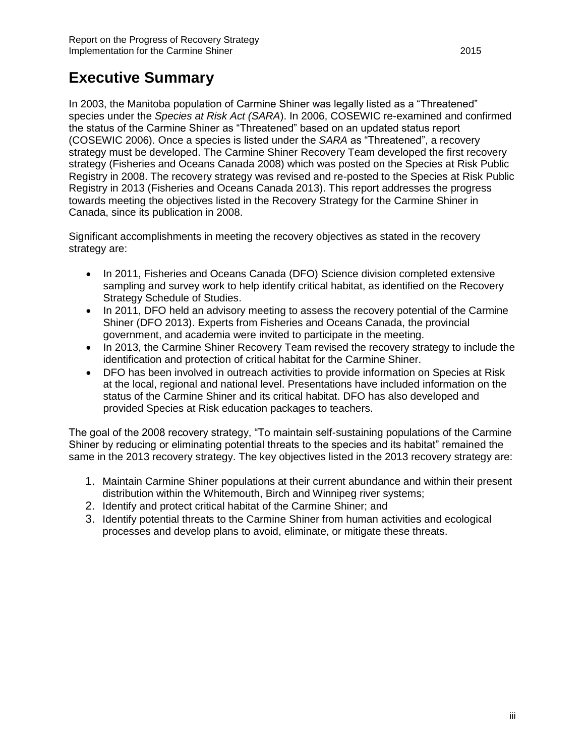# Executive Summary

In 2003, the Manitoba population of Carmine Shiner was legally listed as a "Threatened" species under the *Species at Risk Act (SARA*). In 2006, COSEWIC re-examined and confirmed the status of the Carmine Shiner as "Threatened" based on an updated status report (COSEWIC 2006). Once a species is listed under the *SARA* as "Threatened", a recovery strategy must be developed. The Carmine Shiner Recovery Team developed the first recovery strategy (Fisheries and Oceans Canada 2008) which was posted on the Species at Risk Public Registry in 2008. The recovery strategy was revised and re-posted to the Species at Risk Public Registry in 2013 (Fisheries and Oceans Canada 2013). This report addresses the progress towards meeting the objectives listed in the Recovery Strategy for the Carmine Shiner in Canada, since its publication in 2008.

Significant accomplishments in meeting the recovery objectives as stated in the recovery strategy are:

- In 2011, Fisheries and Oceans Canada (DFO) Science division completed extensive sampling and survey work to help identify critical habitat, as identified on the Recovery Strategy Schedule of Studies.
- In 2011, DFO held an advisory meeting to assess the recovery potential of the Carmine Shiner (DFO 2013). Experts from Fisheries and Oceans Canada, the provincial government, and academia were invited to participate in the meeting.
- In 2013, the Carmine Shiner Recovery Team revised the recovery strategy to include the identification and protection of critical habitat for the Carmine Shiner.
- DFO has been involved in outreach activities to provide information on Species at Risk at the local, regional and national level. Presentations have included information on the status of the Carmine Shiner and its critical habitat. DFO has also developed and provided Species at Risk education packages to teachers.

The goal of the 2008 recovery strategy, "To maintain self-sustaining populations of the Carmine Shiner by reducing or eliminating potential threats to the species and its habitat" remained the same in the 2013 recovery strategy. The key objectives listed in the 2013 recovery strategy are:

1. Maintain Carmine Shiner populations at their current abundance and within their present distribution within the Whitemouth, Birch and Winnipeg river systems;
2. Identify and protect critical habitat of the Carmine Shiner; and
3. Identify potential threats to the Carmine Shiner from human activities and ecological processes and develop plans to avoid, eliminate, or mitigate these threats.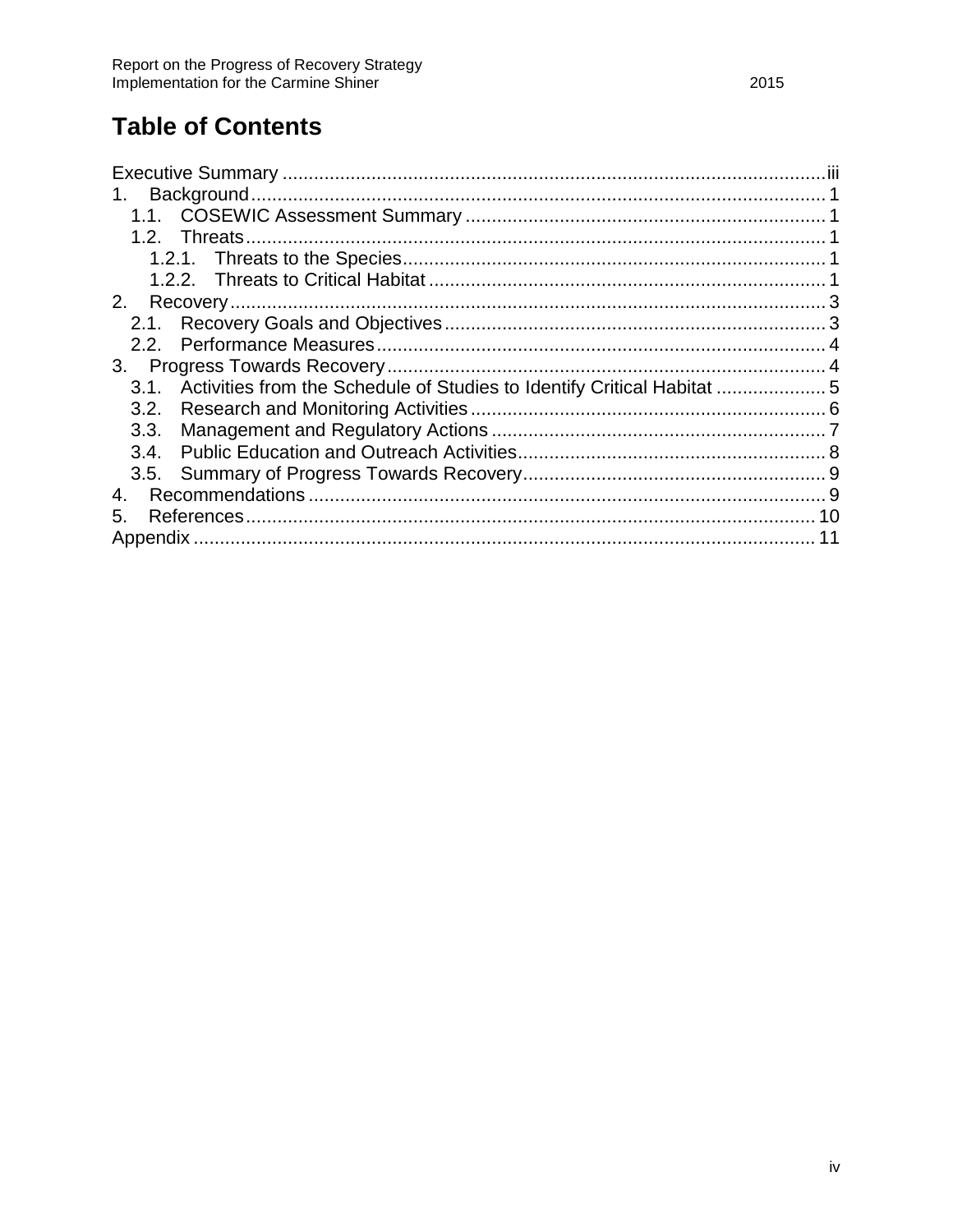# Table of Contents

Executive Summary ........................................................................................................iii
1. Background.............................................................................................................1
   1.1. COSEWIC Assessment Summary ....................................................................1
   1.2. Threats................................................................................................................1
      1.2.1. Threats to the Species.................................................................................1
      1.2.2. Threats to Critical Habitat ............................................................................1
2. Recovery..................................................................................................................3
   2.1. Recovery Goals and Objectives.........................................................................3
   2.2. Performance Measures......................................................................................4
3. Progress Towards Recovery....................................................................................4
   3.1. Activities from the Schedule of Studies to Identify Critical Habitat .....................5
   3.2. Research and Monitoring Activities....................................................................6
   3.3. Management and Regulatory Actions ................................................................7
   3.4. Public Education and Outreach Activities...........................................................8
   3.5. Summary of Progress Towards Recovery..........................................................9
4. Recommendations ..................................................................................................9
5. References............................................................................................................10
Appendix ....................................................................................................................11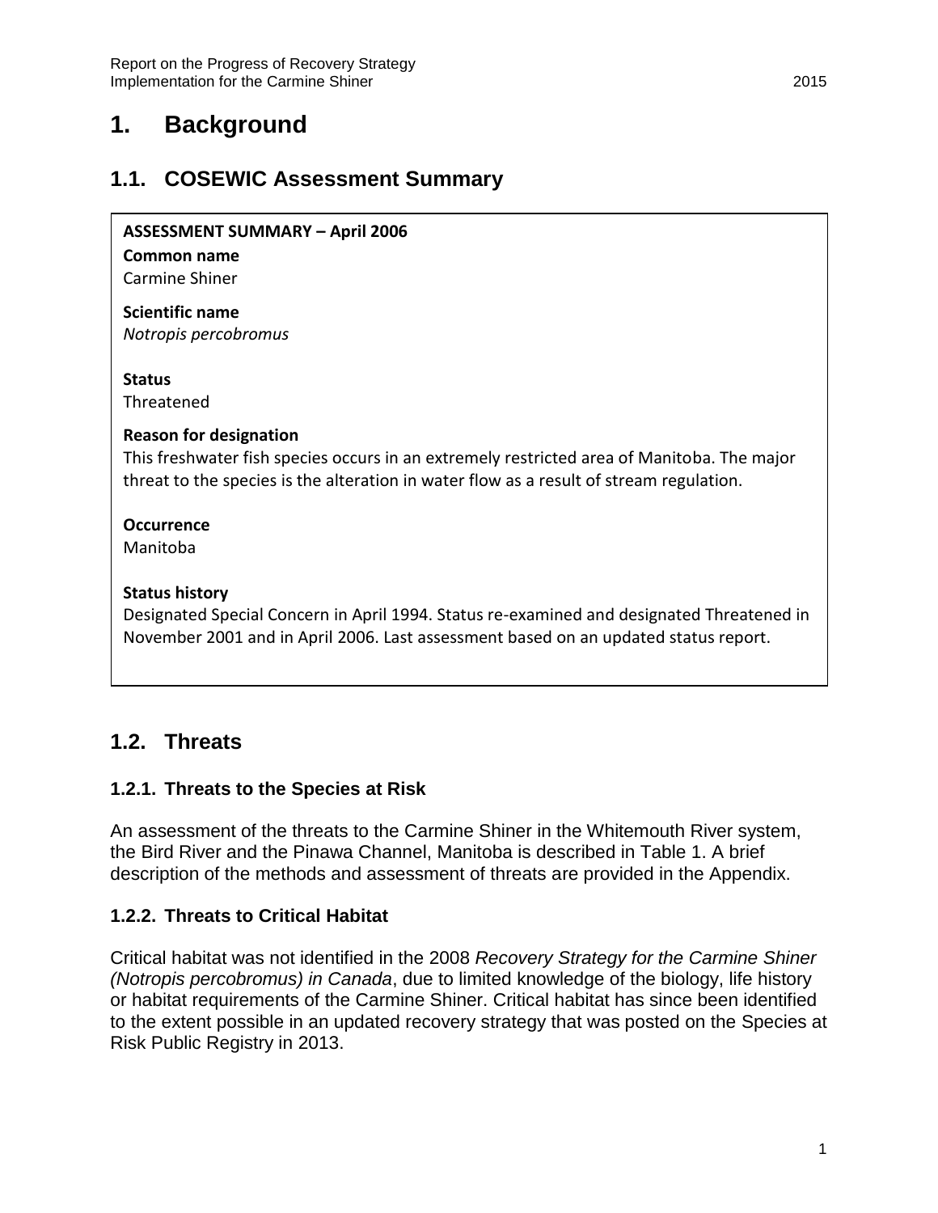# 1. Background

## 1.1. COSEWIC Assessment Summary

**ASSESSMENT SUMMARY – April 2006**

**Common name**
Carmine Shiner

**Scientific name**
*Notropis percobromus*

**Status**
Threatened

**Reason for designation**
This freshwater fish species occurs in an extremely restricted area of Manitoba. The major threat to the species is the alteration in water flow as a result of stream regulation.

**Occurrence**
Manitoba

**Status history**
Designated Special Concern in April 1994. Status re-examined and designated Threatened in November 2001 and in April 2006. Last assessment based on an updated status report.

## 1.2. Threats

### 1.2.1. Threats to the Species at Risk

An assessment of the threats to the Carmine Shiner in the Whitemouth River system, the Bird River and the Pinawa Channel, Manitoba is described in Table 1. A brief description of the methods and assessment of threats are provided in the Appendix.

### 1.2.2. Threats to Critical Habitat

Critical habitat was not identified in the 2008 *Recovery Strategy for the Carmine Shiner (Notropis percobromus) in Canada*, due to limited knowledge of the biology, life history or habitat requirements of the Carmine Shiner. Critical habitat has since been identified to the extent possible in an updated recovery strategy that was posted on the Species at Risk Public Registry in 2013.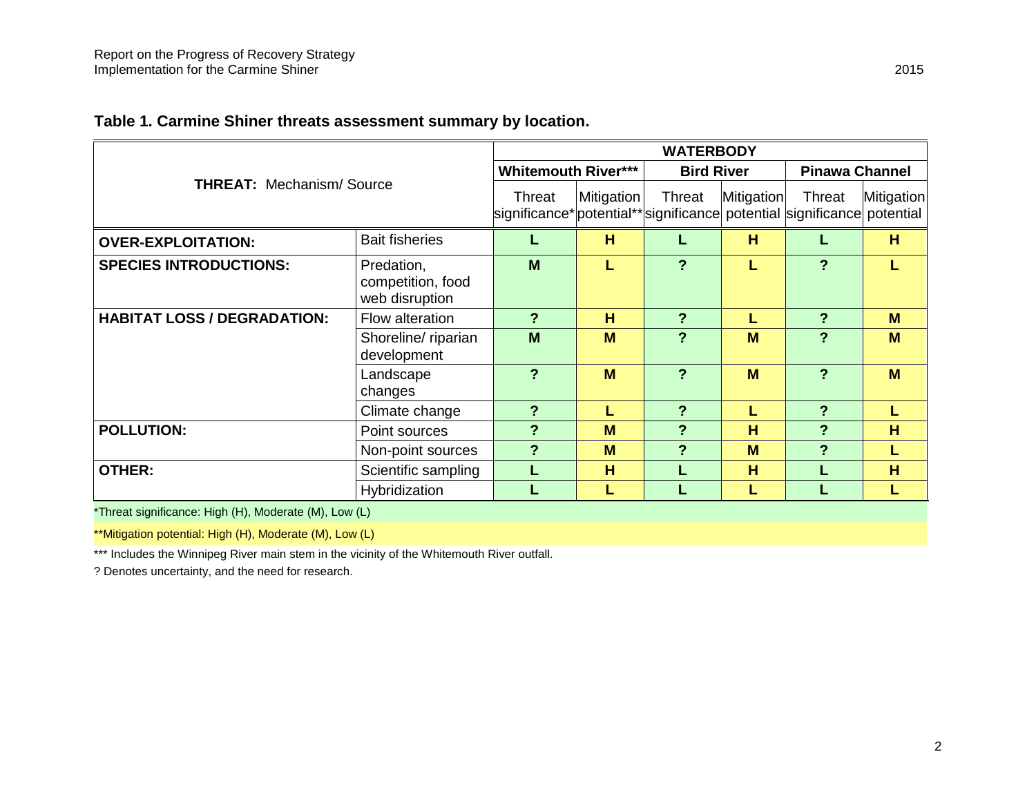**Table 1. Carmine Shiner threats assessment summary by location.**

| THREAT: Mechanism/ Source | | WATERBODY | | | | | |
|---|---|---|---|---|---|---|---|
| | | Whitemouth River*** | | Bird River | | Pinawa Channel | |
| | | Threat significance* | Mitigation potential** | Threat significance | Mitigation potential | Threat significance | Mitigation potential |
| **OVER-EXPLOITATION:** | Bait fisheries | L | H | L | H | L | H |
| **SPECIES INTRODUCTIONS:** | Predation, competition, food web disruption | M | L | ? | L | ? | L |
| **HABITAT LOSS / DEGRADATION:** | Flow alteration | ? | H | ? | L | ? | M |
| | Shoreline/ riparian development | M | M | ? | M | ? | M |
| | Landscape changes | ? | M | ? | M | ? | M |
| | Climate change | ? | L | ? | L | ? | L |
| **POLLUTION:** | Point sources | ? | M | ? | H | ? | H |
| | Non-point sources | ? | M | ? | M | ? | L |
| **OTHER:** | Scientific sampling | L | H | L | H | L | H |
| | Hybridization | L | L | L | L | L | L |

*Threat significance: High (H), Moderate (M), Low (L)

**Mitigation potential: High (H), Moderate (M), Low (L)

*** Includes the Winnipeg River main stem in the vicinity of the Whitemouth River outfall.

? Denotes uncertainty, and the need for research.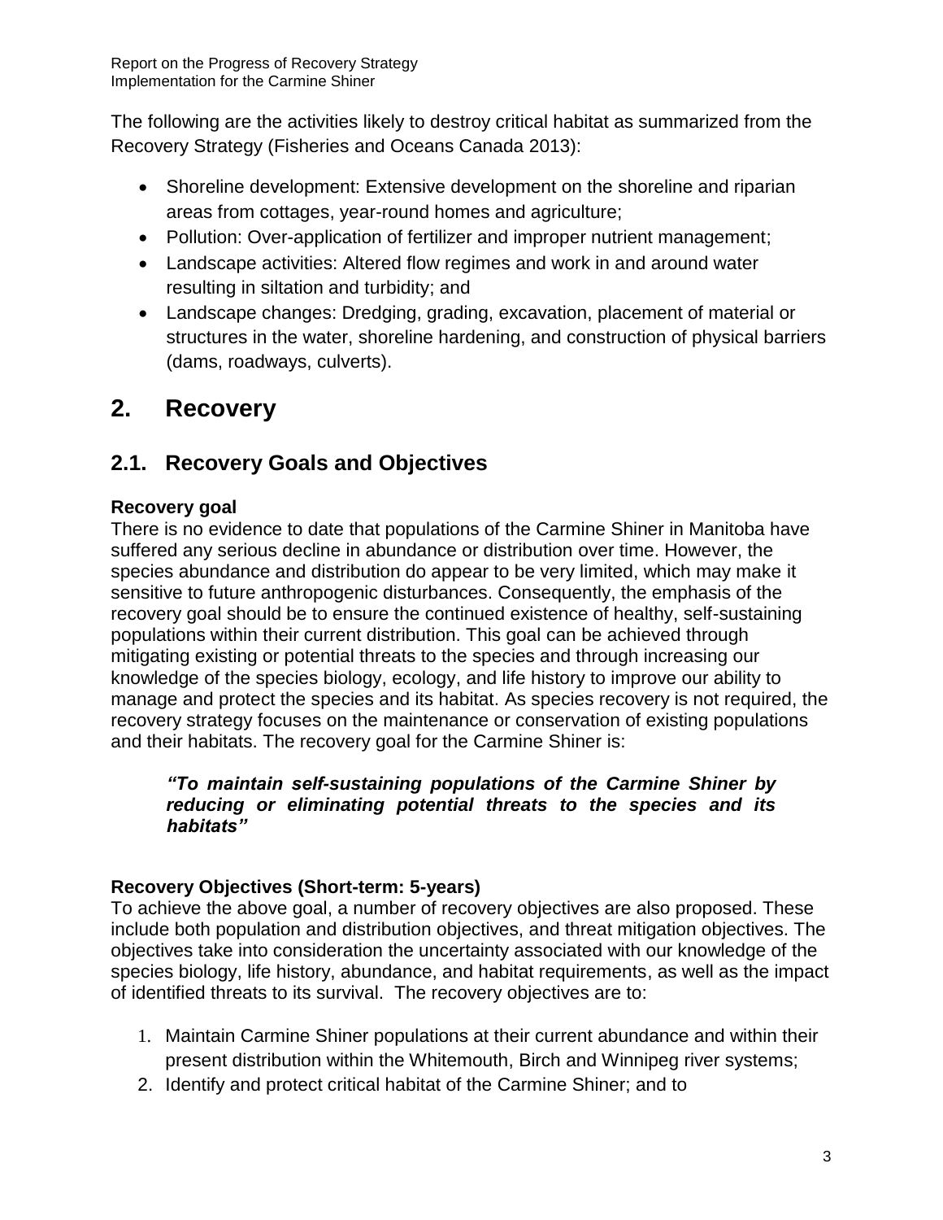The following are the activities likely to destroy critical habitat as summarized from the Recovery Strategy (Fisheries and Oceans Canada 2013):

- Shoreline development: Extensive development on the shoreline and riparian areas from cottages, year-round homes and agriculture;
- Pollution: Over-application of fertilizer and improper nutrient management;
- Landscape activities: Altered flow regimes and work in and around water resulting in siltation and turbidity; and
- Landscape changes: Dredging, grading, excavation, placement of material or structures in the water, shoreline hardening, and construction of physical barriers (dams, roadways, culverts).

# 2. Recovery

## 2.1. Recovery Goals and Objectives

**Recovery goal**

There is no evidence to date that populations of the Carmine Shiner in Manitoba have suffered any serious decline in abundance or distribution over time. However, the species abundance and distribution do appear to be very limited, which may make it sensitive to future anthropogenic disturbances. Consequently, the emphasis of the recovery goal should be to ensure the continued existence of healthy, self-sustaining populations within their current distribution. This goal can be achieved through mitigating existing or potential threats to the species and through increasing our knowledge of the species biology, ecology, and life history to improve our ability to manage and protect the species and its habitat. As species recovery is not required, the recovery strategy focuses on the maintenance or conservation of existing populations and their habitats. The recovery goal for the Carmine Shiner is:

> ***"To maintain self-sustaining populations of the Carmine Shiner by reducing or eliminating potential threats to the species and its habitats"***

**Recovery Objectives (Short-term: 5-years)**

To achieve the above goal, a number of recovery objectives are also proposed. These include both population and distribution objectives, and threat mitigation objectives. The objectives take into consideration the uncertainty associated with our knowledge of the species biology, life history, abundance, and habitat requirements, as well as the impact of identified threats to its survival. The recovery objectives are to:

1. Maintain Carmine Shiner populations at their current abundance and within their present distribution within the Whitemouth, Birch and Winnipeg river systems;
2. Identify and protect critical habitat of the Carmine Shiner; and to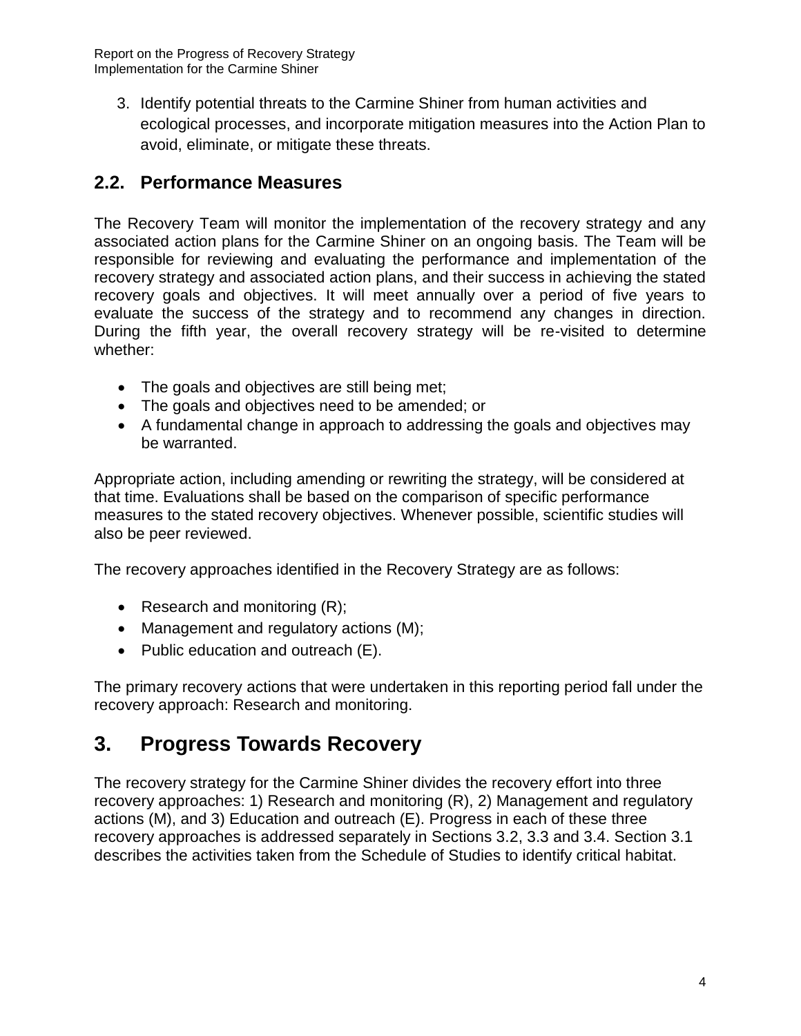3. Identify potential threats to the Carmine Shiner from human activities and ecological processes, and incorporate mitigation measures into the Action Plan to avoid, eliminate, or mitigate these threats.

## 2.2. Performance Measures

The Recovery Team will monitor the implementation of the recovery strategy and any associated action plans for the Carmine Shiner on an ongoing basis. The Team will be responsible for reviewing and evaluating the performance and implementation of the recovery strategy and associated action plans, and their success in achieving the stated recovery goals and objectives. It will meet annually over a period of five years to evaluate the success of the strategy and to recommend any changes in direction. During the fifth year, the overall recovery strategy will be re-visited to determine whether:

- The goals and objectives are still being met;
- The goals and objectives need to be amended; or
- A fundamental change in approach to addressing the goals and objectives may be warranted.

Appropriate action, including amending or rewriting the strategy, will be considered at that time. Evaluations shall be based on the comparison of specific performance measures to the stated recovery objectives. Whenever possible, scientific studies will also be peer reviewed.

The recovery approaches identified in the Recovery Strategy are as follows:

- Research and monitoring (R);
- Management and regulatory actions (M);
- Public education and outreach (E).

The primary recovery actions that were undertaken in this reporting period fall under the recovery approach: Research and monitoring.

# 3. Progress Towards Recovery

The recovery strategy for the Carmine Shiner divides the recovery effort into three recovery approaches: 1) Research and monitoring (R), 2) Management and regulatory actions (M), and 3) Education and outreach (E). Progress in each of these three recovery approaches is addressed separately in Sections 3.2, 3.3 and 3.4. Section 3.1 describes the activities taken from the Schedule of Studies to identify critical habitat.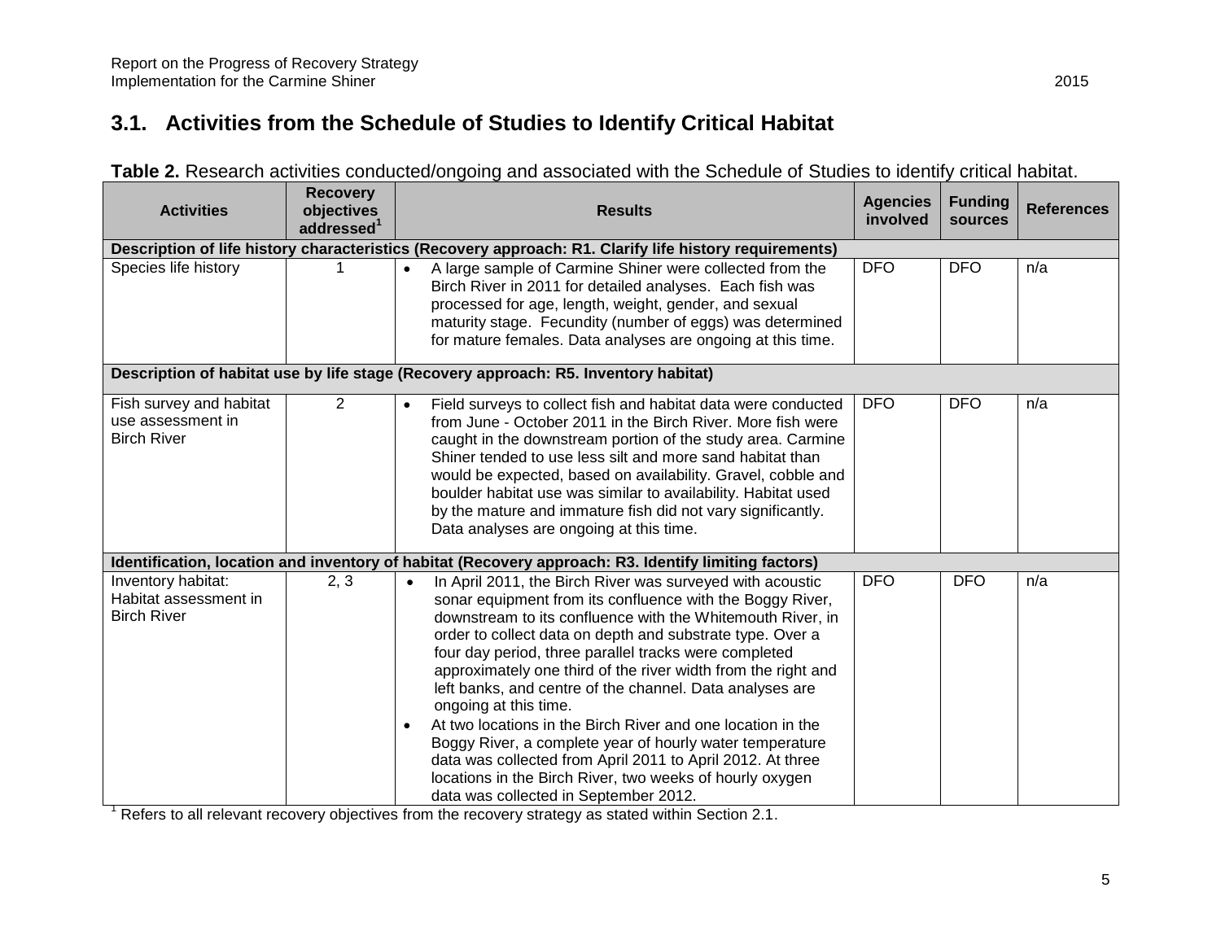## 3.1. Activities from the Schedule of Studies to Identify Critical Habitat

**Table 2.** Research activities conducted/ongoing and associated with the Schedule of Studies to identify critical habitat.

| Activities | Recovery objectives addressed[1] | Results | Agencies involved | Funding sources | References |
|---|---|---|---|---|---|
| **Description of life history characteristics (Recovery approach: R1. Clarify life history requirements)** | | | | | |
| Species life history | 1 | • A large sample of Carmine Shiner were collected from the Birch River in 2011 for detailed analyses. Each fish was processed for age, length, weight, gender, and sexual maturity stage. Fecundity (number of eggs) was determined for mature females. Data analyses are ongoing at this time. | DFO | DFO | n/a |
| **Description of habitat use by life stage (Recovery approach: R5. Inventory habitat)** | | | | | |
| Fish survey and habitat use assessment in Birch River | 2 | • Field surveys to collect fish and habitat data were conducted from June - October 2011 in the Birch River. More fish were caught in the downstream portion of the study area. Carmine Shiner tended to use less silt and more sand habitat than would be expected, based on availability. Gravel, cobble and boulder habitat use was similar to availability. Habitat used by the mature and immature fish did not vary significantly. Data analyses are ongoing at this time. | DFO | DFO | n/a |
| **Identification, location and inventory of habitat (Recovery approach: R3. Identify limiting factors)** | | | | | |
| Inventory habitat: Habitat assessment in Birch River | 2, 3 | • In April 2011, the Birch River was surveyed with acoustic sonar equipment from its confluence with the Boggy River, downstream to its confluence with the Whitemouth River, in order to collect data on depth and substrate type. Over a four day period, three parallel tracks were completed approximately one third of the river width from the right and left banks, and centre of the channel. Data analyses are ongoing at this time.<br>• At two locations in the Birch River and one location in the Boggy River, a complete year of hourly water temperature data was collected from April 2011 to April 2012. At three locations in the Birch River, two weeks of hourly oxygen data was collected in September 2012. | DFO | DFO | n/a |

[1] Refers to all relevant recovery objectives from the recovery strategy as stated within Section 2.1.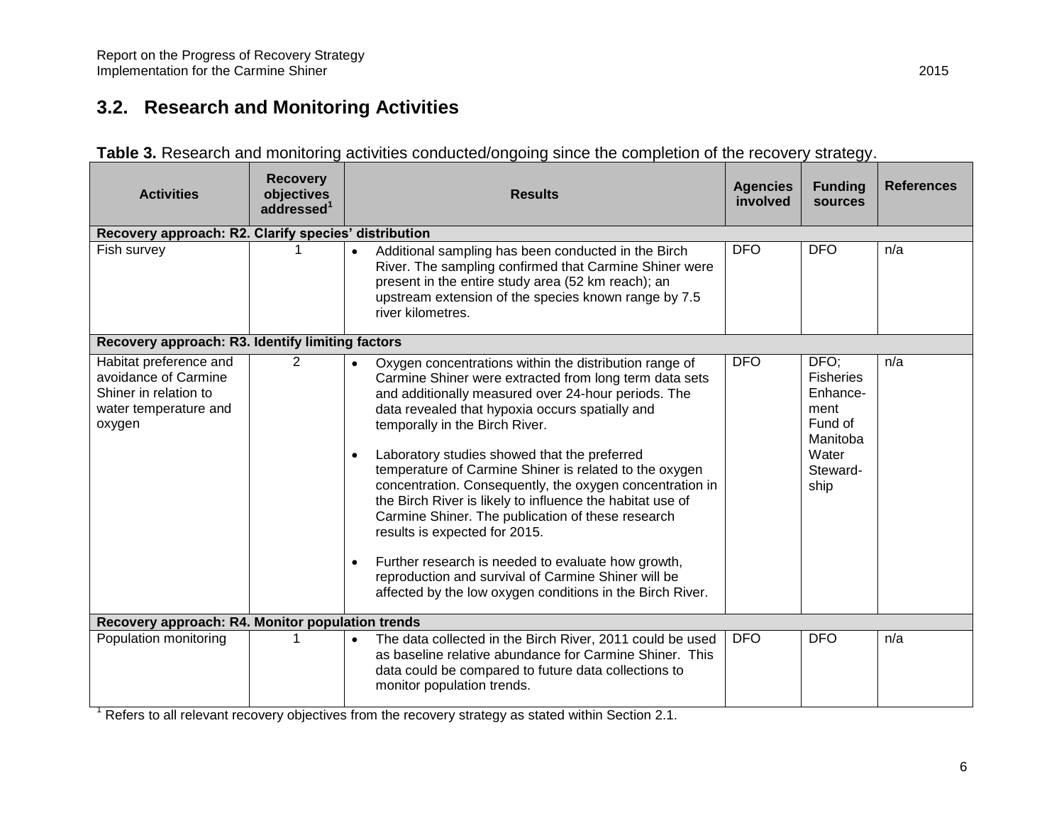## 3.2. Research and Monitoring Activities

**Table 3.** Research and monitoring activities conducted/ongoing since the completion of the recovery strategy.

| Activities | Recovery objectives addressed[1] | Results | Agencies involved | Funding sources | References |
|---|---|---|---|---|---|
| **Recovery approach: R2. Clarify species' distribution** | | | | | |
| Fish survey | 1 | • Additional sampling has been conducted in the Birch River. The sampling confirmed that Carmine Shiner were present in the entire study area (52 km reach); an upstream extension of the species known range by 7.5 river kilometres. | DFO | DFO | n/a |
| **Recovery approach: R3. Identify limiting factors** | | | | | |
| Habitat preference and avoidance of Carmine Shiner in relation to water temperature and oxygen | 2 | • Oxygen concentrations within the distribution range of Carmine Shiner were extracted from long term data sets and additionally measured over 24-hour periods. The data revealed that hypoxia occurs spatially and temporally in the Birch River.<br>• Laboratory studies showed that the preferred temperature of Carmine Shiner is related to the oxygen concentration. Consequently, the oxygen concentration in the Birch River is likely to influence the habitat use of Carmine Shiner. The publication of these research results is expected for 2015.<br>• Further research is needed to evaluate how growth, reproduction and survival of Carmine Shiner will be affected by the low oxygen conditions in the Birch River. | DFO | DFO; Fisheries Enhancement Fund of Manitoba Water Stewardship | n/a |
| **Recovery approach: R4. Monitor population trends** | | | | | |
| Population monitoring | 1 | • The data collected in the Birch River, 2011 could be used as baseline relative abundance for Carmine Shiner. This data could be compared to future data collections to monitor population trends. | DFO | DFO | n/a |

[1] Refers to all relevant recovery objectives from the recovery strategy as stated within Section 2.1.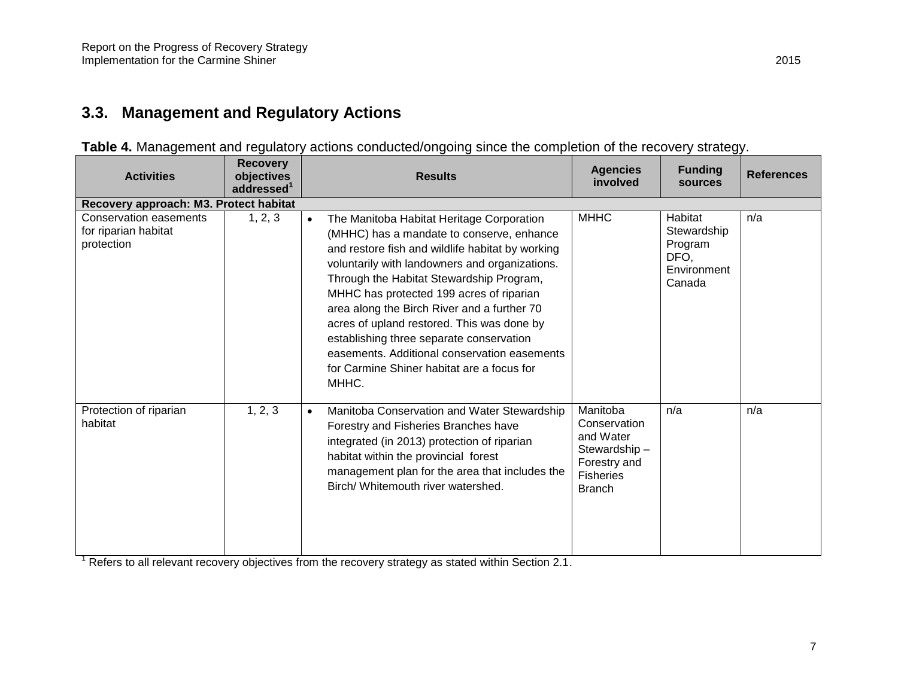## 3.3. Management and Regulatory Actions

**Table 4.** Management and regulatory actions conducted/ongoing since the completion of the recovery strategy.

| Activities | Recovery objectives addressed[1] | Results | Agencies involved | Funding sources | References |
|---|---|---|---|---|---|
| **Recovery approach: M3. Protect habitat** | | | | | |
| Conservation easements for riparian habitat protection | 1, 2, 3 | • The Manitoba Habitat Heritage Corporation (MHHC) has a mandate to conserve, enhance and restore fish and wildlife habitat by working voluntarily with landowners and organizations. Through the Habitat Stewardship Program, MHHC has protected 199 acres of riparian area along the Birch River and a further 70 acres of upland restored. This was done by establishing three separate conservation easements. Additional conservation easements for Carmine Shiner habitat are a focus for MHHC. | MHHC | Habitat Stewardship Program DFO, Environment Canada | n/a |
| Protection of riparian habitat | 1, 2, 3 | • Manitoba Conservation and Water Stewardship Forestry and Fisheries Branches have integrated (in 2013) protection of riparian habitat within the provincial forest management plan for the area that includes the Birch/ Whitemouth river watershed. | Manitoba Conservation and Water Stewardship – Forestry and Fisheries Branch | n/a | n/a |

[1] Refers to all relevant recovery objectives from the recovery strategy as stated within Section 2.1.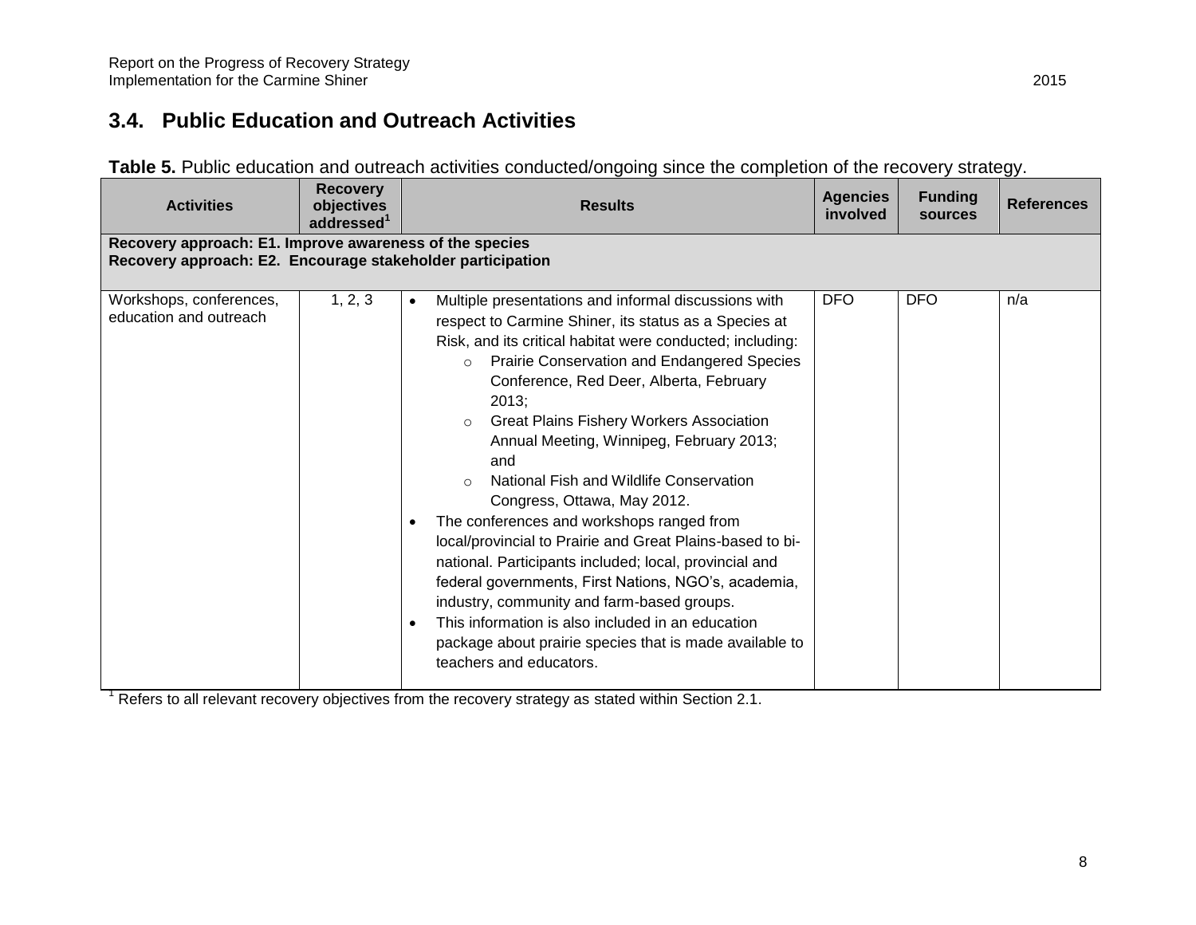## 3.4. Public Education and Outreach Activities

**Table 5.** Public education and outreach activities conducted/ongoing since the completion of the recovery strategy.

| Activities | Recovery objectives addressed[1] | Results | Agencies involved | Funding sources | References |
|---|---|---|---|---|---|
| **Recovery approach: E1. Improve awareness of the species<br>Recovery approach: E2. Encourage stakeholder participation** | | | | | |
| Workshops, conferences, education and outreach | 1, 2, 3 | • Multiple presentations and informal discussions with respect to Carmine Shiner, its status as a Species at Risk, and its critical habitat were conducted; including:<br>○ Prairie Conservation and Endangered Species Conference, Red Deer, Alberta, February 2013;<br>○ Great Plains Fishery Workers Association Annual Meeting, Winnipeg, February 2013; and<br>○ National Fish and Wildlife Conservation Congress, Ottawa, May 2012.<br>• The conferences and workshops ranged from local/provincial to Prairie and Great Plains-based to bi-national. Participants included; local, provincial and federal governments, First Nations, NGO's, academia, industry, community and farm-based groups.<br>• This information is also included in an education package about prairie species that is made available to teachers and educators. | DFO | DFO | n/a |

[1] Refers to all relevant recovery objectives from the recovery strategy as stated within Section 2.1.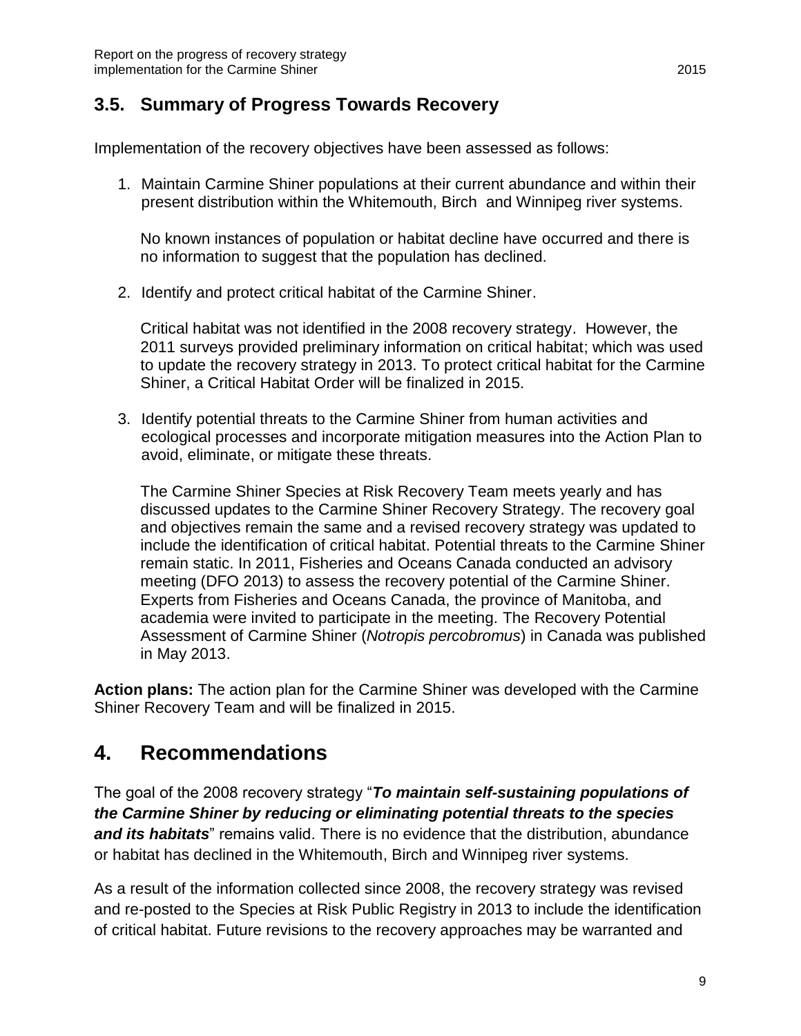## 3.5. Summary of Progress Towards Recovery

Implementation of the recovery objectives have been assessed as follows:

1. Maintain Carmine Shiner populations at their current abundance and within their present distribution within the Whitemouth, Birch and Winnipeg river systems.

   No known instances of population or habitat decline have occurred and there is no information to suggest that the population has declined.

2. Identify and protect critical habitat of the Carmine Shiner.

   Critical habitat was not identified in the 2008 recovery strategy. However, the 2011 surveys provided preliminary information on critical habitat; which was used to update the recovery strategy in 2013. To protect critical habitat for the Carmine Shiner, a Critical Habitat Order will be finalized in 2015.

3. Identify potential threats to the Carmine Shiner from human activities and ecological processes and incorporate mitigation measures into the Action Plan to avoid, eliminate, or mitigate these threats.

   The Carmine Shiner Species at Risk Recovery Team meets yearly and has discussed updates to the Carmine Shiner Recovery Strategy. The recovery goal and objectives remain the same and a revised recovery strategy was updated to include the identification of critical habitat. Potential threats to the Carmine Shiner remain static. In 2011, Fisheries and Oceans Canada conducted an advisory meeting (DFO 2013) to assess the recovery potential of the Carmine Shiner. Experts from Fisheries and Oceans Canada, the province of Manitoba, and academia were invited to participate in the meeting. The Recovery Potential Assessment of Carmine Shiner (*Notropis percobromus*) in Canada was published in May 2013.

**Action plans:** The action plan for the Carmine Shiner was developed with the Carmine Shiner Recovery Team and will be finalized in 2015.

# 4. Recommendations

The goal of the 2008 recovery strategy "***To maintain self-sustaining populations of the Carmine Shiner by reducing or eliminating potential threats to the species and its habitats***" remains valid. There is no evidence that the distribution, abundance or habitat has declined in the Whitemouth, Birch and Winnipeg river systems.

As a result of the information collected since 2008, the recovery strategy was revised and re-posted to the Species at Risk Public Registry in 2013 to include the identification of critical habitat. Future revisions to the recovery approaches may be warranted and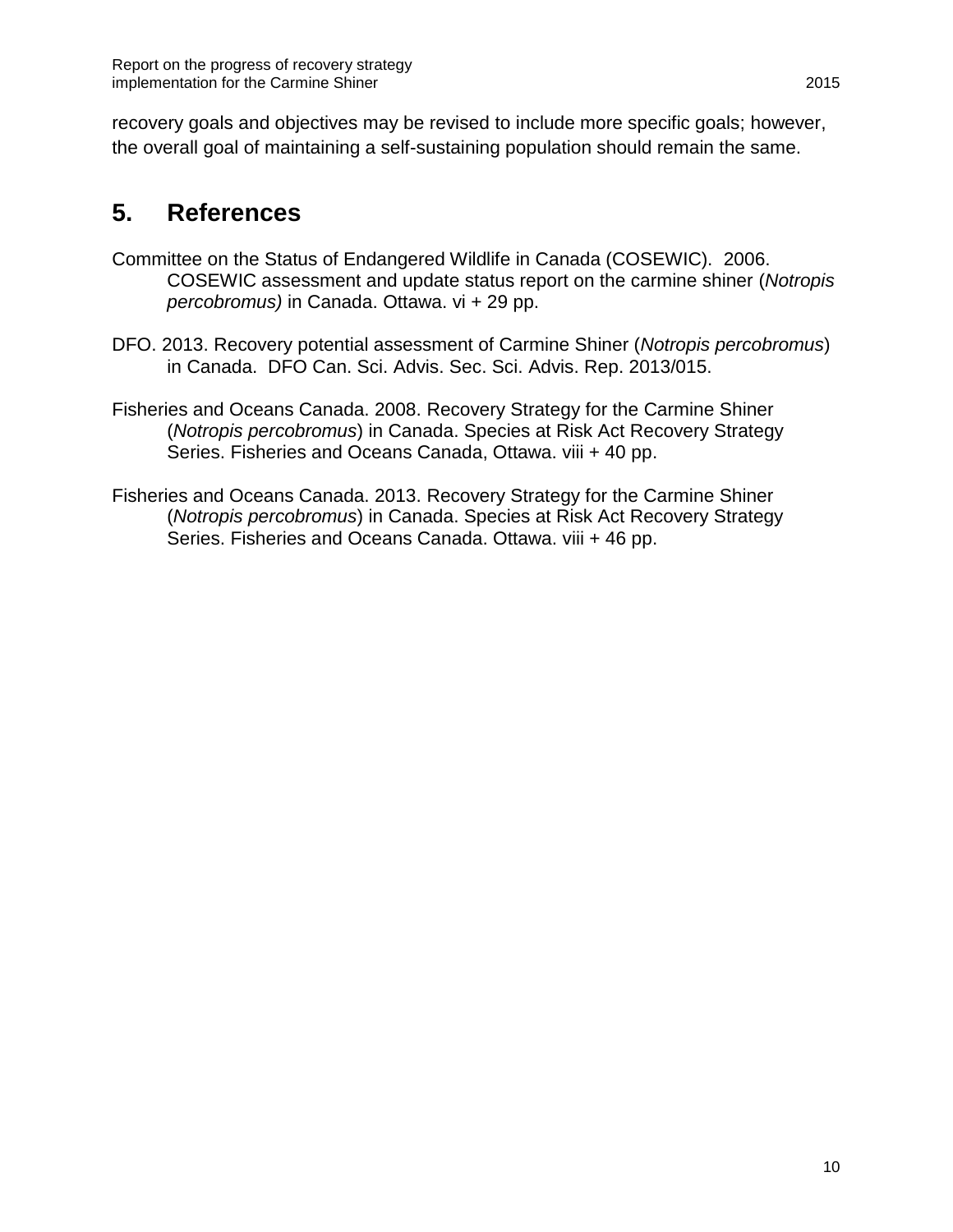recovery goals and objectives may be revised to include more specific goals; however, the overall goal of maintaining a self-sustaining population should remain the same.

# 5. References

Committee on the Status of Endangered Wildlife in Canada (COSEWIC). 2006. COSEWIC assessment and update status report on the carmine shiner (*Notropis percobromus)* in Canada. Ottawa. vi + 29 pp.

DFO. 2013. Recovery potential assessment of Carmine Shiner (*Notropis percobromus*) in Canada. DFO Can. Sci. Advis. Sec. Sci. Advis. Rep. 2013/015.

Fisheries and Oceans Canada. 2008. Recovery Strategy for the Carmine Shiner (*Notropis percobromus*) in Canada. Species at Risk Act Recovery Strategy Series. Fisheries and Oceans Canada, Ottawa. viii + 40 pp.

Fisheries and Oceans Canada. 2013. Recovery Strategy for the Carmine Shiner (*Notropis percobromus*) in Canada. Species at Risk Act Recovery Strategy Series. Fisheries and Oceans Canada. Ottawa. viii + 46 pp.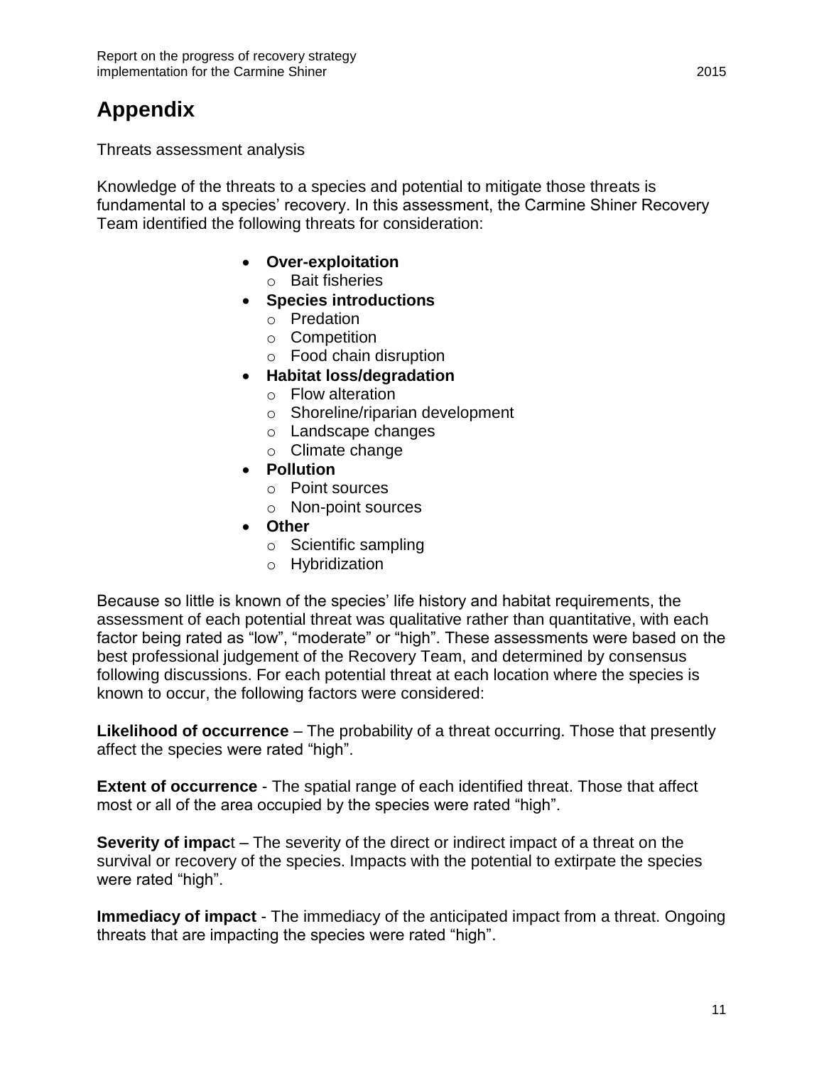# Appendix

Threats assessment analysis

Knowledge of the threats to a species and potential to mitigate those threats is fundamental to a species' recovery. In this assessment, the Carmine Shiner Recovery Team identified the following threats for consideration:

- **Over-exploitation**
  - Bait fisheries
- **Species introductions**
  - Predation
  - Competition
  - Food chain disruption
- **Habitat loss/degradation**
  - Flow alteration
  - Shoreline/riparian development
  - Landscape changes
  - Climate change
- **Pollution**
  - Point sources
  - Non-point sources
- **Other**
  - Scientific sampling
  - Hybridization

Because so little is known of the species' life history and habitat requirements, the assessment of each potential threat was qualitative rather than quantitative, with each factor being rated as "low", "moderate" or "high". These assessments were based on the best professional judgement of the Recovery Team, and determined by consensus following discussions. For each potential threat at each location where the species is known to occur, the following factors were considered:

**Likelihood of occurrence** – The probability of a threat occurring. Those that presently affect the species were rated "high".

**Extent of occurrence** - The spatial range of each identified threat. Those that affect most or all of the area occupied by the species were rated "high".

**Severity of impact** – The severity of the direct or indirect impact of a threat on the survival or recovery of the species. Impacts with the potential to extirpate the species were rated "high".

**Immediacy of impact** - The immediacy of the anticipated impact from a threat. Ongoing threats that are impacting the species were rated "high".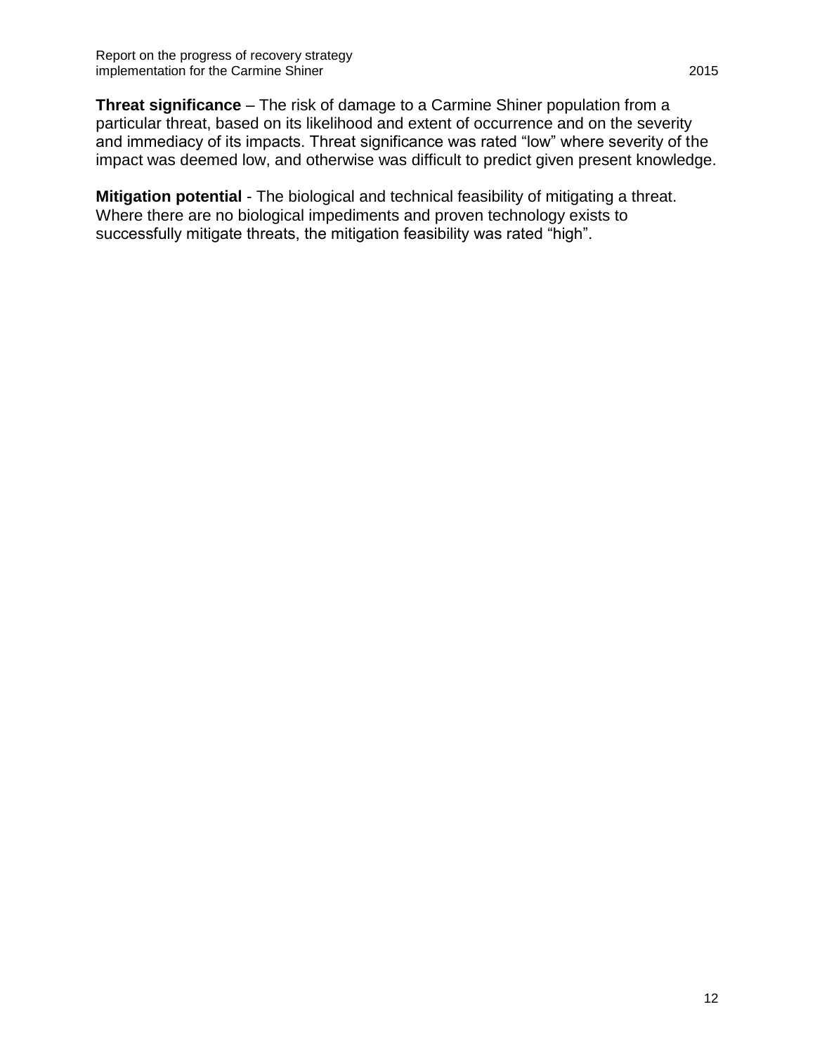**Threat significance** – The risk of damage to a Carmine Shiner population from a particular threat, based on its likelihood and extent of occurrence and on the severity and immediacy of its impacts. Threat significance was rated “low” where severity of the impact was deemed low, and otherwise was difficult to predict given present knowledge.

**Mitigation potential** - The biological and technical feasibility of mitigating a threat. Where there are no biological impediments and proven technology exists to successfully mitigate threats, the mitigation feasibility was rated “high”.